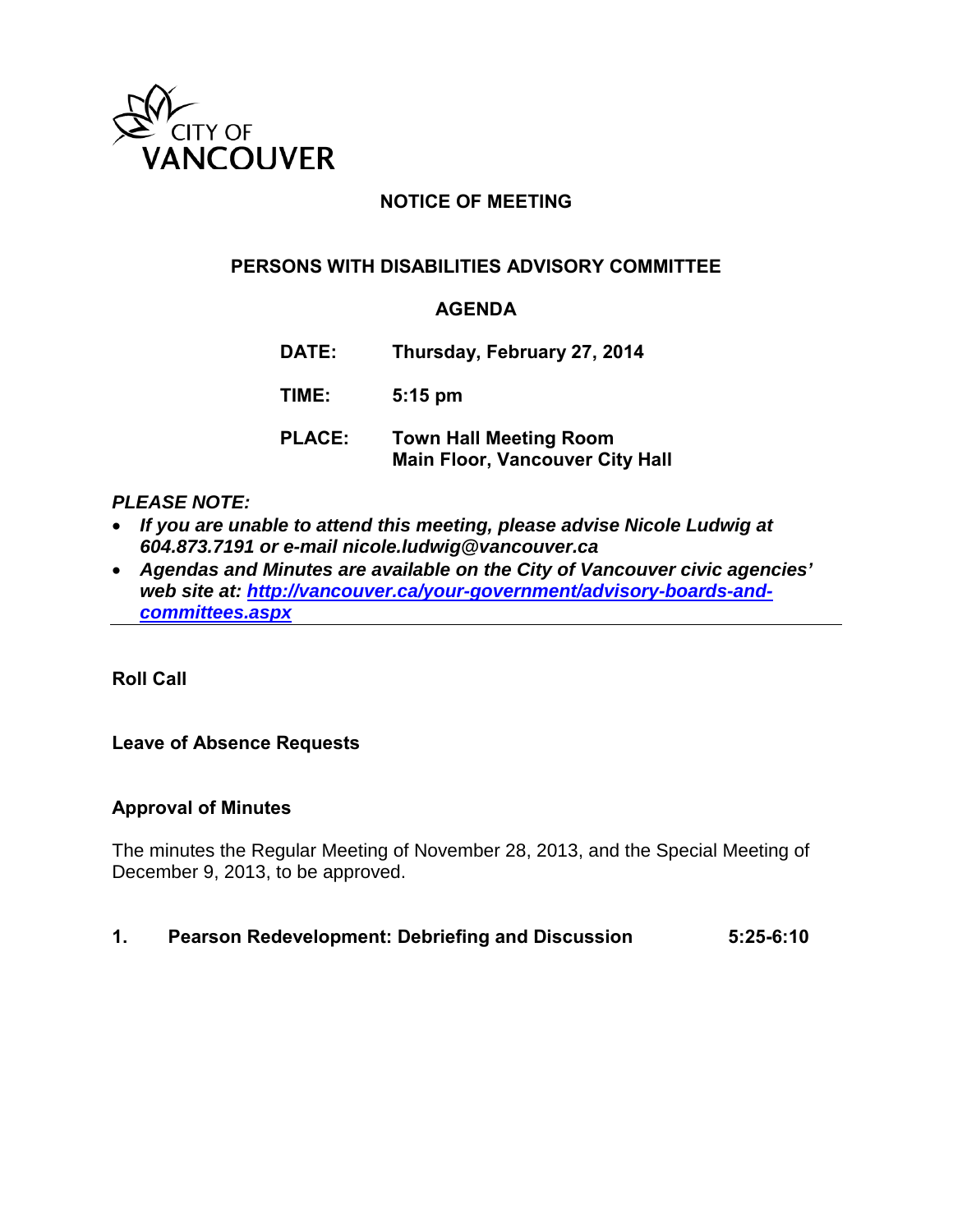CITY OF VANCOUVER

# NOTICE OF MEETING

## PERSONS WITH DISABILITIES ADVISORY COMMITTEE

## AGENDA

| | |
|---|---|
| **DATE:** | **Thursday, February 27, 2014** |
| **TIME:** | **5:15 pm** |
| **PLACE:** | **Town Hall Meeting Room**<br>**Main Floor, Vancouver City Hall** |

***PLEASE NOTE:***

- ***If you are unable to attend this meeting, please advise Nicole Ludwig at 604.873.7191 or e-mail nicole.ludwig@vancouver.ca***
- ***Agendas and Minutes are available on the City of Vancouver civic agencies' web site at: [http://vancouver.ca/your-government/advisory-boards-and-committees.aspx](http://vancouver.ca/your-government/advisory-boards-and-committees.aspx)***

---

**Roll Call**

**Leave of Absence Requests**

**Approval of Minutes**

The minutes the Regular Meeting of November 28, 2013, and the Special Meeting of December 9, 2013, to be approved.

**1. Pearson Redevelopment: Debriefing and Discussion 5:25-6:10**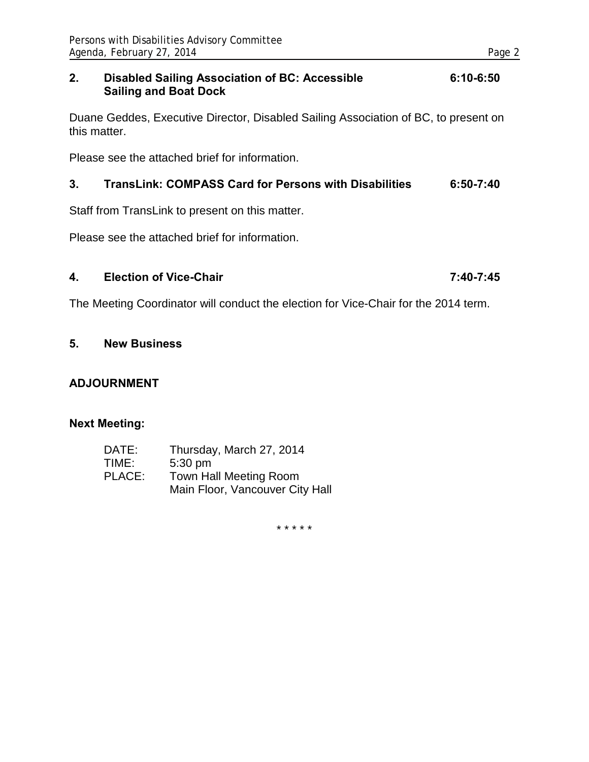**2. Disabled Sailing Association of BC: Accessible Sailing and Boat Dock** **6:10-6:50**

Duane Geddes, Executive Director, Disabled Sailing Association of BC, to present on this matter.

Please see the attached brief for information.

**3. TransLink: COMPASS Card for Persons with Disabilities** **6:50-7:40**

Staff from TransLink to present on this matter.

Please see the attached brief for information.

**4. Election of Vice-Chair** **7:40-7:45**

The Meeting Coordinator will conduct the election for Vice-Chair for the 2014 term.

**5. New Business**

**ADJOURNMENT**

**Next Meeting:**

| | |
|---|---|
| DATE: | Thursday, March 27, 2014 |
| TIME: | 5:30 pm |
| PLACE: | Town Hall Meeting Room<br>Main Floor, Vancouver City Hall |

\* \* \* \* \*